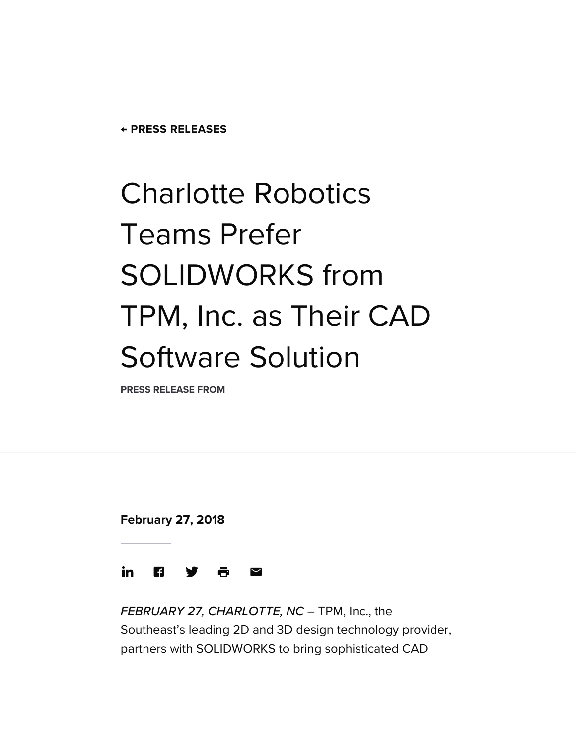← **PRESS RELEASES**

# Charlotte Robotics Teams Prefer SOLIDWORKS from TPM, Inc. as Their CAD Software Solution

**PRESS RELEASE FROM**

**February 27, 2018**

*FEBRUARY 27, CHARLOTTE, NC* – TPM, Inc., the Southeast's leading 2D and 3D design technology provider, partners with SOLIDWORKS to bring sophisticated CAD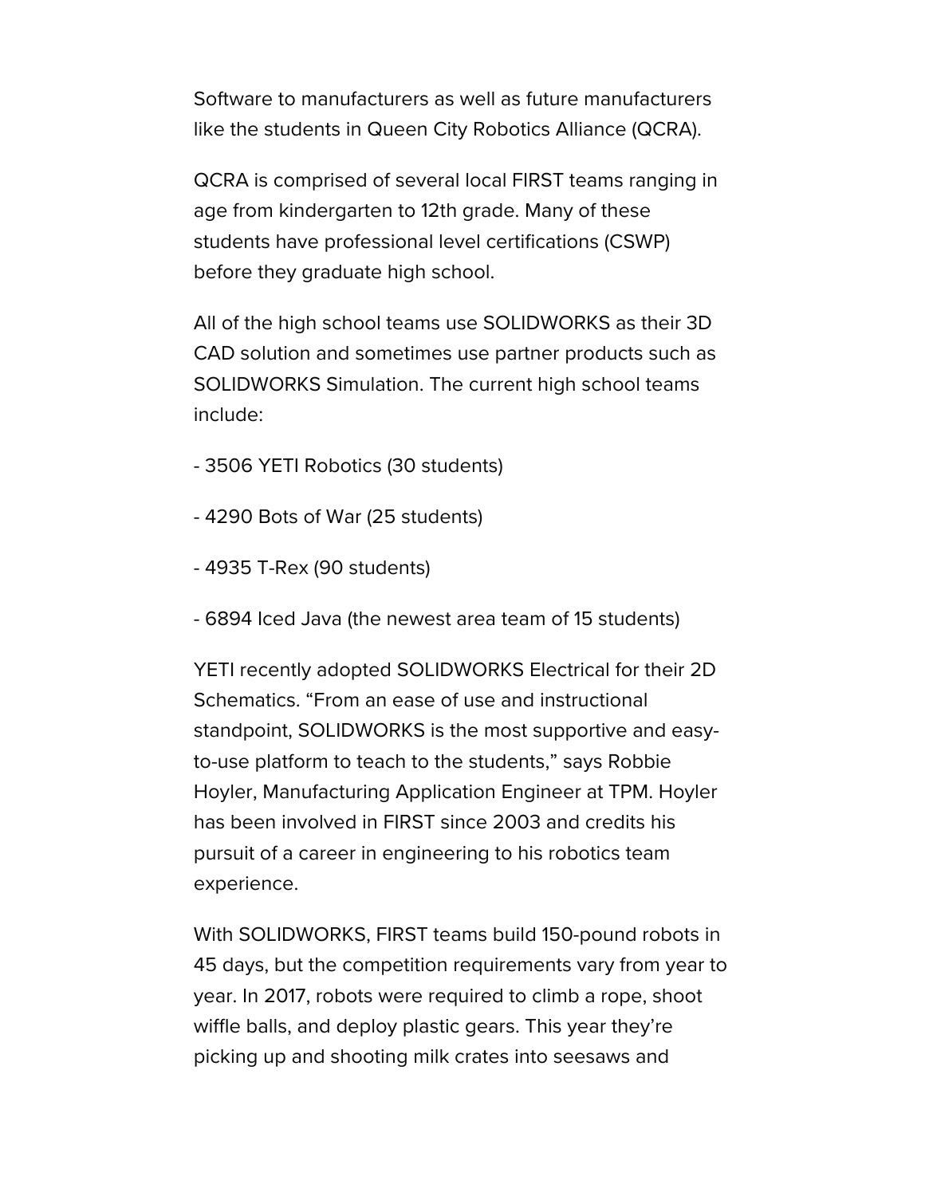Software to manufacturers as well as future manufacturers like the students in Queen City Robotics Alliance (QCRA).

QCRA is comprised of several local FIRST teams ranging in age from kindergarten to 12th grade. Many of these students have professional level certifications (CSWP) before they graduate high school.

All of the high school teams use SOLIDWORKS as their 3D CAD solution and sometimes use partner products such as SOLIDWORKS Simulation. The current high school teams include:

- 3506 YETI Robotics (30 students)

- 4290 Bots of War (25 students)

- 4935 T-Rex (90 students)

- 6894 Iced Java (the newest area team of 15 students)

YETI recently adopted SOLIDWORKS Electrical for their 2D Schematics. “From an ease of use and instructional standpoint, SOLIDWORKS is the most supportive and easy-to-use platform to teach to the students,” says Robbie Hoyler, Manufacturing Application Engineer at TPM. Hoyler has been involved in FIRST since 2003 and credits his pursuit of a career in engineering to his robotics team experience.

With SOLIDWORKS, FIRST teams build 150-pound robots in 45 days, but the competition requirements vary from year to year. In 2017, robots were required to climb a rope, shoot wiffle balls, and deploy plastic gears. This year they’re picking up and shooting milk crates into seesaws and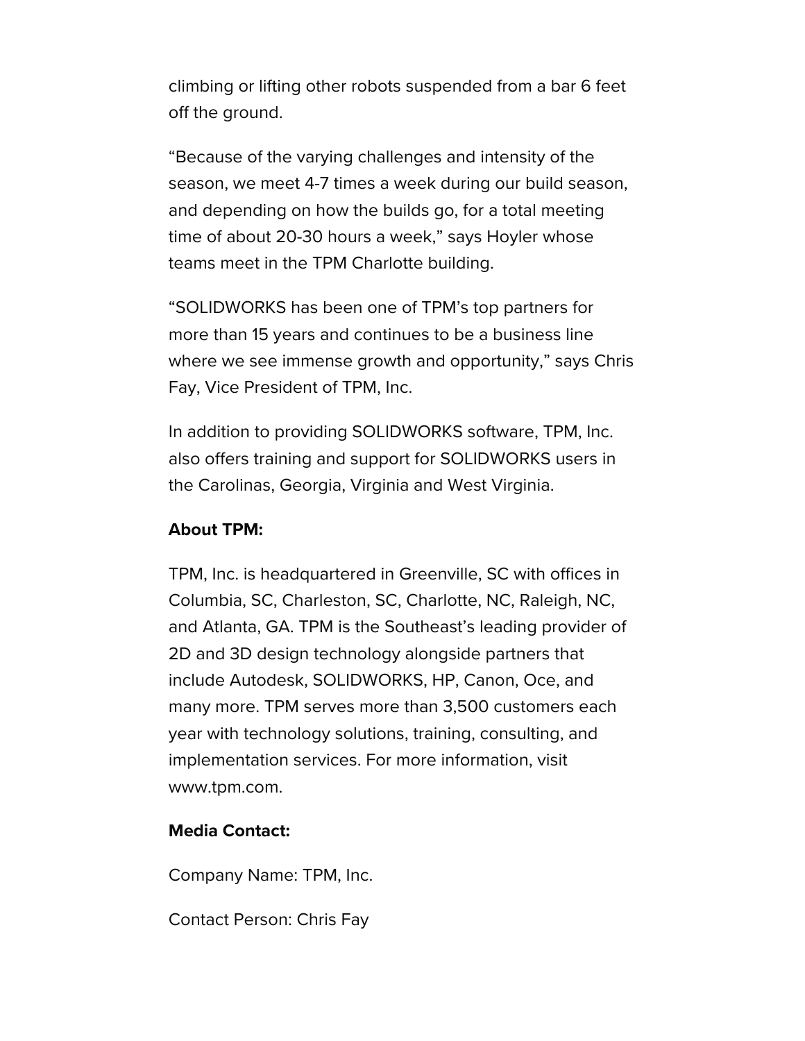climbing or lifting other robots suspended from a bar 6 feet off the ground.

“Because of the varying challenges and intensity of the season, we meet 4-7 times a week during our build season, and depending on how the builds go, for a total meeting time of about 20-30 hours a week,” says Hoyler whose teams meet in the TPM Charlotte building.

“SOLIDWORKS has been one of TPM’s top partners for more than 15 years and continues to be a business line where we see immense growth and opportunity,” says Chris Fay, Vice President of TPM, Inc.

In addition to providing SOLIDWORKS software, TPM, Inc. also offers training and support for SOLIDWORKS users in the Carolinas, Georgia, Virginia and West Virginia.

**About TPM:**

TPM, Inc. is headquartered in Greenville, SC with offices in Columbia, SC, Charleston, SC, Charlotte, NC, Raleigh, NC, and Atlanta, GA. TPM is the Southeast’s leading provider of 2D and 3D design technology alongside partners that include Autodesk, SOLIDWORKS, HP, Canon, Oce, and many more. TPM serves more than 3,500 customers each year with technology solutions, training, consulting, and implementation services. For more information, visit www.tpm.com.

**Media Contact:**

Company Name: TPM, Inc.

Contact Person: Chris Fay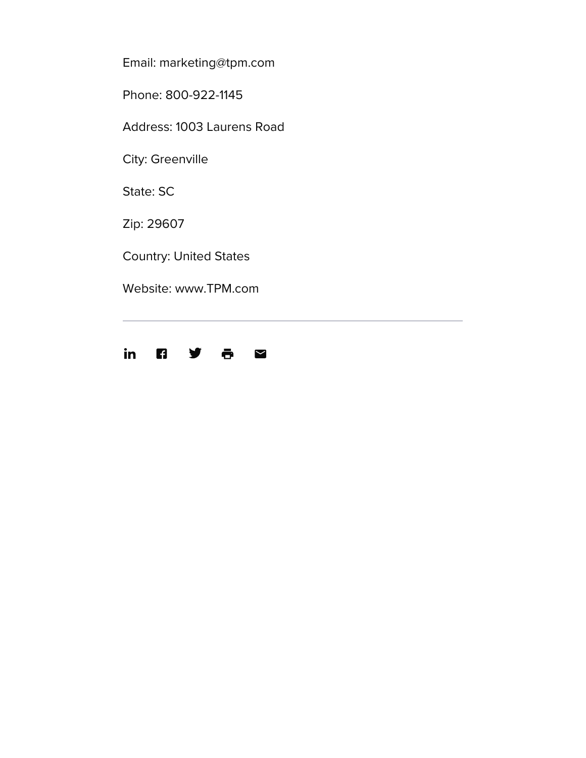Email: marketing@tpm.com

Phone: 800-922-1145

Address: 1003 Laurens Road

City: Greenville

State: SC

Zip: 29607

Country: United States

Website: www.TPM.com

---